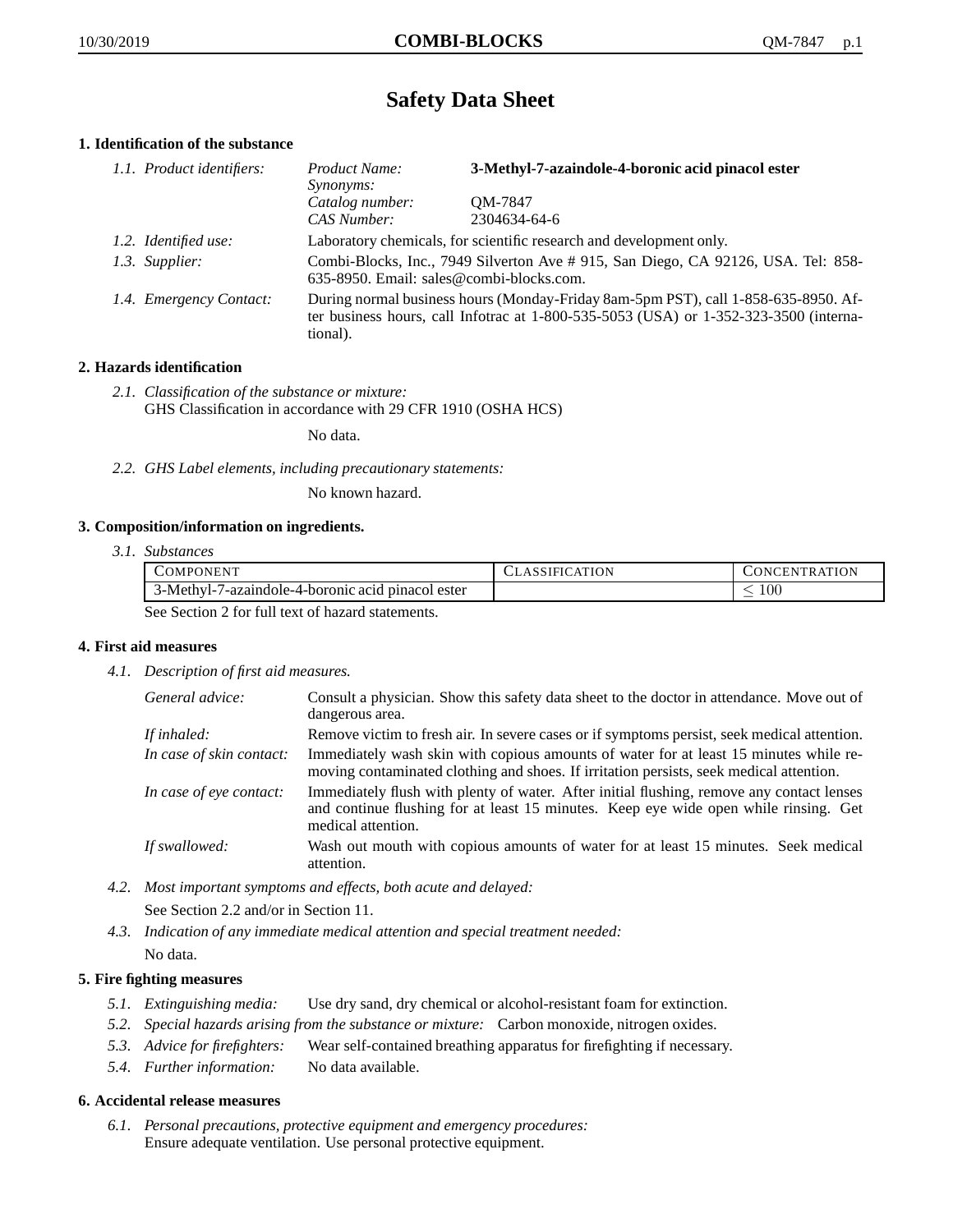# Safety Data Sheet

## 1. Identification of the substance

1.1. *Product identifiers:*

| | |
|---|---|
| *Product Name:* | **3-Methyl-7-azaindole-4-boronic acid pinacol ester** |
| *Synonyms:* | |
| *Catalog number:* | QM-7847 |
| *CAS Number:* | 2304634-64-6 |

1.2. *Identified use:* Laboratory chemicals, for scientific research and development only.

1.3. *Supplier:* Combi-Blocks, Inc., 7949 Silverton Ave # 915, San Diego, CA 92126, USA. Tel: 858-635-8950. Email: sales@combi-blocks.com.

1.4. *Emergency Contact:* During normal business hours (Monday-Friday 8am-5pm PST), call 1-858-635-8950. After business hours, call Infotrac at 1-800-535-5053 (USA) or 1-352-323-3500 (international).

## 2. Hazards identification

2.1. *Classification of the substance or mixture:*
GHS Classification in accordance with 29 CFR 1910 (OSHA HCS)

No data.

2.2. *GHS Label elements, including precautionary statements:*

No known hazard.

## 3. Composition/information on ingredients.

3.1. *Substances*

| Component | Classification | Concentration |
|---|---|---|
| 3-Methyl-7-azaindole-4-boronic acid pinacol ester | | $\leq 100$ |

See Section 2 for full text of hazard statements.

## 4. First aid measures

4.1. *Description of first aid measures.*

*General advice:* Consult a physician. Show this safety data sheet to the doctor in attendance. Move out of dangerous area.

*If inhaled:* Remove victim to fresh air. In severe cases or if symptoms persist, seek medical attention.

*In case of skin contact:* Immediately wash skin with copious amounts of water for at least 15 minutes while removing contaminated clothing and shoes. If irritation persists, seek medical attention.

*In case of eye contact:* Immediately flush with plenty of water. After initial flushing, remove any contact lenses and continue flushing for at least 15 minutes. Keep eye wide open while rinsing. Get medical attention.

*If swallowed:* Wash out mouth with copious amounts of water for at least 15 minutes. Seek medical attention.

4.2. *Most important symptoms and effects, both acute and delayed:*
See Section 2.2 and/or in Section 11.

4.3. *Indication of any immediate medical attention and special treatment needed:*
No data.

## 5. Fire fighting measures

5.1. *Extinguishing media:* Use dry sand, dry chemical or alcohol-resistant foam for extinction.

5.2. *Special hazards arising from the substance or mixture:* Carbon monoxide, nitrogen oxides.

5.3. *Advice for firefighters:* Wear self-contained breathing apparatus for firefighting if necessary.

5.4. *Further information:* No data available.

## 6. Accidental release measures

6.1. *Personal precautions, protective equipment and emergency procedures:*
Ensure adequate ventilation. Use personal protective equipment.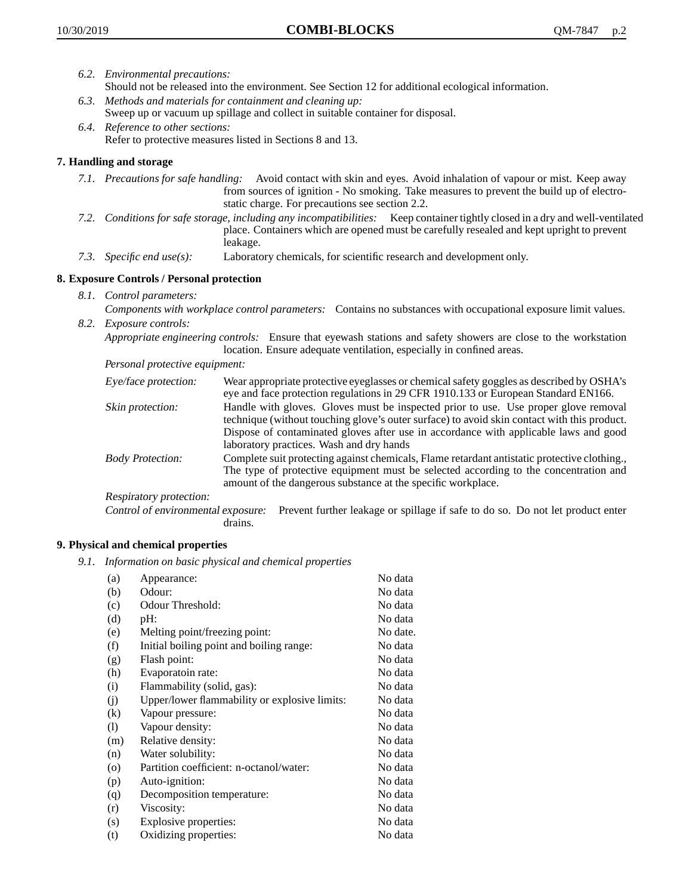6.2. *Environmental precautions:*
Should not be released into the environment. See Section 12 for additional ecological information.

6.3. *Methods and materials for containment and cleaning up:*
Sweep up or vacuum up spillage and collect in suitable container for disposal.

6.4. *Reference to other sections:*
Refer to protective measures listed in Sections 8 and 13.

## 7. Handling and storage

7.1. *Precautions for safe handling:* Avoid contact with skin and eyes. Avoid inhalation of vapour or mist. Keep away from sources of ignition - No smoking. Take measures to prevent the build up of electrostatic charge. For precautions see section 2.2.

7.2. *Conditions for safe storage, including any incompatibilities:* Keep container tightly closed in a dry and well-ventilated place. Containers which are opened must be carefully resealed and kept upright to prevent leakage.

7.3. *Specific end use(s):* Laboratory chemicals, for scientific research and development only.

## 8. Exposure Controls / Personal protection

8.1. *Control parameters:*
*Components with workplace control parameters:* Contains no substances with occupational exposure limit values.

8.2. *Exposure controls:*
*Appropriate engineering controls:* Ensure that eyewash stations and safety showers are close to the workstation location. Ensure adequate ventilation, especially in confined areas.

*Personal protective equipment:*

*Eye/face protection:* Wear appropriate protective eyeglasses or chemical safety goggles as described by OSHA's eye and face protection regulations in 29 CFR 1910.133 or European Standard EN166.

*Skin protection:* Handle with gloves. Gloves must be inspected prior to use. Use proper glove removal technique (without touching glove's outer surface) to avoid skin contact with this product. Dispose of contaminated gloves after use in accordance with applicable laws and good laboratory practices. Wash and dry hands

*Body Protection:* Complete suit protecting against chemicals, Flame retardant antistatic protective clothing., The type of protective equipment must be selected according to the concentration and amount of the dangerous substance at the specific workplace.

*Respiratory protection:*

*Control of environmental exposure:* Prevent further leakage or spillage if safe to do so. Do not let product enter drains.

## 9. Physical and chemical properties

9.1. *Information on basic physical and chemical properties*

| | | |
|---|---|---|
| (a) | Appearance: | No data |
| (b) | Odour: | No data |
| (c) | Odour Threshold: | No data |
| (d) | pH: | No data |
| (e) | Melting point/freezing point: | No date. |
| (f) | Initial boiling point and boiling range: | No data |
| (g) | Flash point: | No data |
| (h) | Evaporatoin rate: | No data |
| (i) | Flammability (solid, gas): | No data |
| (j) | Upper/lower flammability or explosive limits: | No data |
| (k) | Vapour pressure: | No data |
| (l) | Vapour density: | No data |
| (m) | Relative density: | No data |
| (n) | Water solubility: | No data |
| (o) | Partition coefficient: n-octanol/water: | No data |
| (p) | Auto-ignition: | No data |
| (q) | Decomposition temperature: | No data |
| (r) | Viscosity: | No data |
| (s) | Explosive properties: | No data |
| (t) | Oxidizing properties: | No data |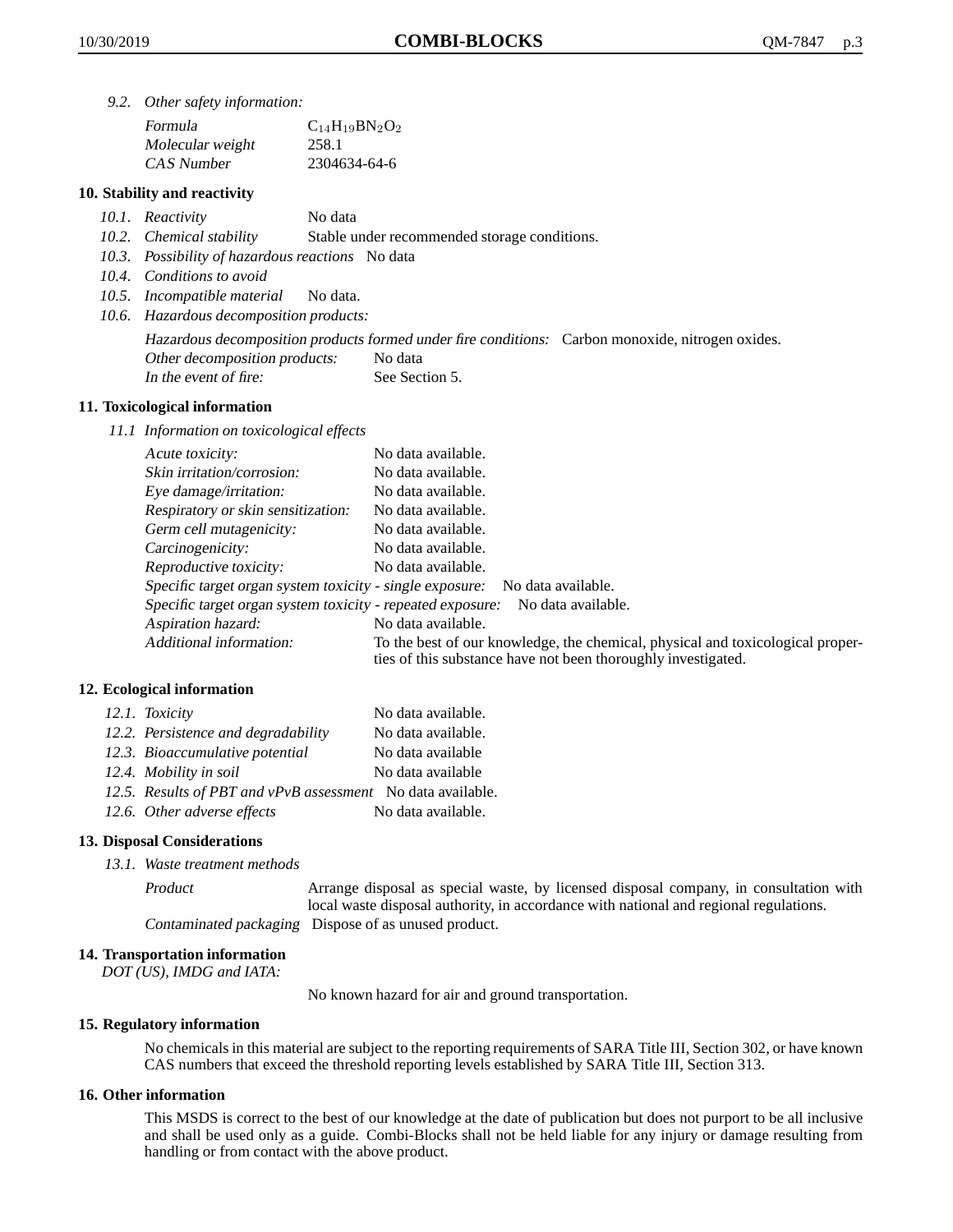*9.2. Other safety information:*

| | |
|---|---|
| *Formula* | $C_{14}H_{19}BN_2O_2$ |
| *Molecular weight* | 258.1 |
| *CAS Number* | 2304634-64-6 |

## 10. Stability and reactivity

*10.1. Reactivity* No data

*10.2. Chemical stability* Stable under recommended storage conditions.

*10.3. Possibility of hazardous reactions* No data

*10.4. Conditions to avoid*

*10.5. Incompatible material* No data.

*10.6. Hazardous decomposition products:*

*Hazardous decomposition products formed under fire conditions:* Carbon monoxide, nitrogen oxides.

*Other decomposition products:* No data

*In the event of fire:* See Section 5.

## 11. Toxicological information

*11.1 Information on toxicological effects*

| | |
|---|---|
| *Acute toxicity:* | No data available. |
| *Skin irritation/corrosion:* | No data available. |
| *Eye damage/irritation:* | No data available. |
| *Respiratory or skin sensitization:* | No data available. |
| *Germ cell mutagenicity:* | No data available. |
| *Carcinogenicity:* | No data available. |
| *Reproductive toxicity:* | No data available. |
| *Specific target organ system toxicity - single exposure:* | No data available. |
| *Specific target organ system toxicity - repeated exposure:* | No data available. |
| *Aspiration hazard:* | No data available. |
| *Additional information:* | To the best of our knowledge, the chemical, physical and toxicological properties of this substance have not been thoroughly investigated. |

## 12. Ecological information

| | |
|---|---|
| *12.1. Toxicity* | No data available. |
| *12.2. Persistence and degradability* | No data available. |
| *12.3. Bioaccumulative potential* | No data available |
| *12.4. Mobility in soil* | No data available |
| *12.5. Results of PBT and vPvB assessment* | No data available. |
| *12.6. Other adverse effects* | No data available. |

## 13. Disposal Considerations

*13.1. Waste treatment methods*

*Product* Arrange disposal as special waste, by licensed disposal company, in consultation with local waste disposal authority, in accordance with national and regional regulations.

*Contaminated packaging* Dispose of as unused product.

## 14. Transportation information

*DOT (US), IMDG and IATA:*

No known hazard for air and ground transportation.

## 15. Regulatory information

No chemicals in this material are subject to the reporting requirements of SARA Title III, Section 302, or have known CAS numbers that exceed the threshold reporting levels established by SARA Title III, Section 313.

## 16. Other information

This MSDS is correct to the best of our knowledge at the date of publication but does not purport to be all inclusive and shall be used only as a guide. Combi-Blocks shall not be held liable for any injury or damage resulting from handling or from contact with the above product.